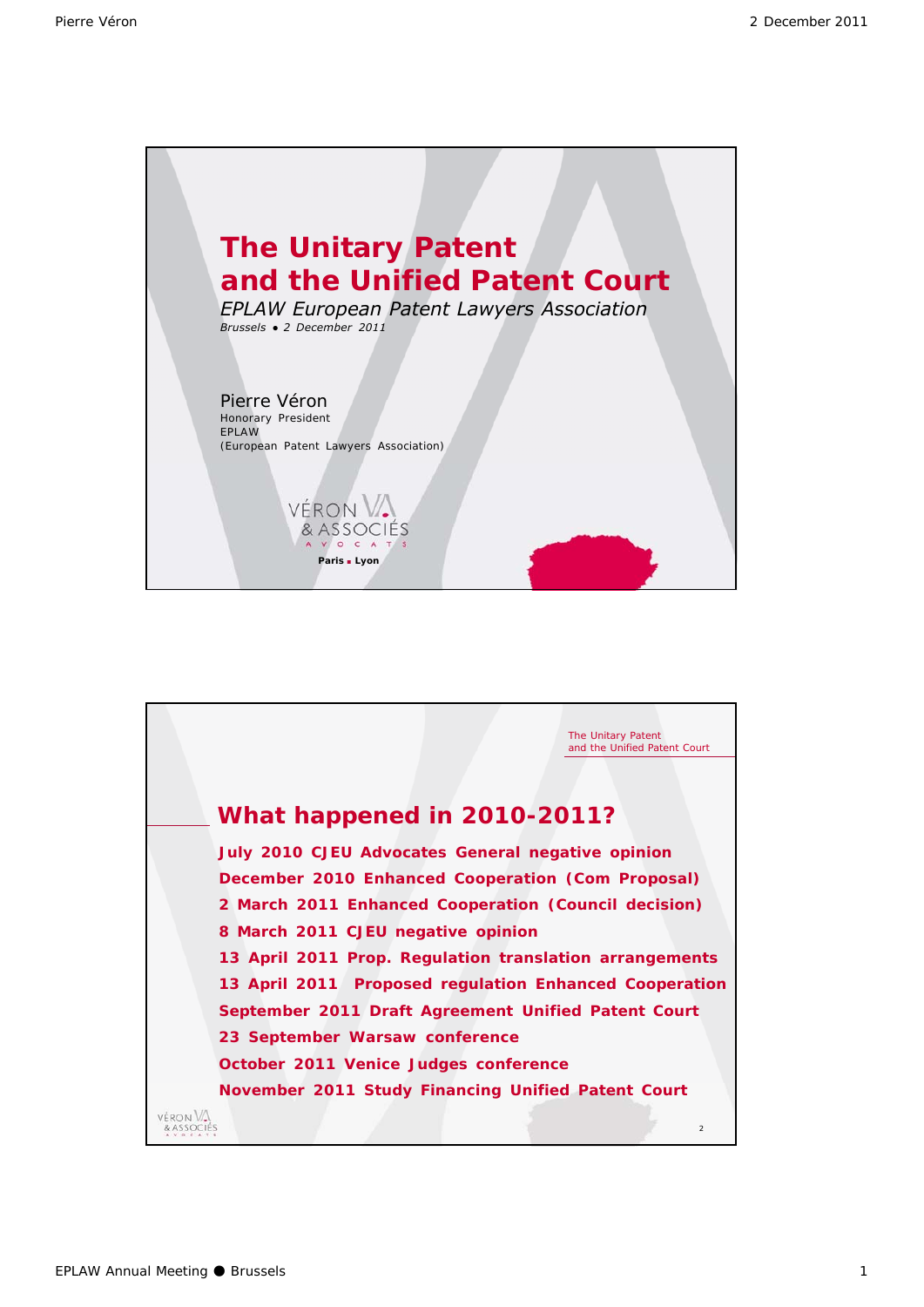# The Unitary Patent and the Unified Patent Court

*EPLAW European Patent Lawyers Association*

*Brussels ● 2 December 2011*

Pierre Véron
Honorary President
EPLAW
(European Patent Lawyers Association)

VÉRON & ASSOCIÉS
AVOCATS
Paris ▪ Lyon

---

The Unitary Patent and the Unified Patent Court

## What happened in 2010-2011?

**July 2010 CJEU Advocates General negative opinion**

**December 2010 Enhanced Cooperation (Com Proposal)**

**2 March 2011 Enhanced Cooperation (Council decision)**

**8 March 2011 CJEU negative opinion**

**13 April 2011 Prop. Regulation translation arrangements**

**13 April 2011 Proposed regulation Enhanced Cooperation**

**September 2011 Draft Agreement Unified Patent Court**

**23 September Warsaw conference**

**October 2011 Venice Judges conference**

**November 2011 Study Financing Unified Patent Court**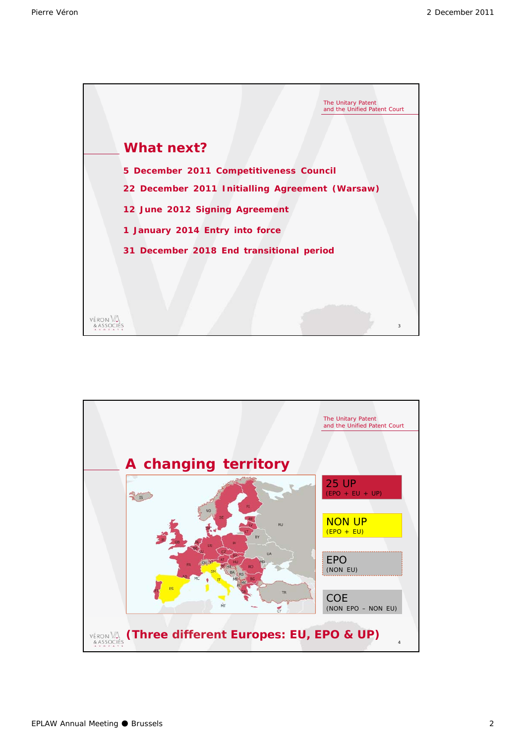The Unitary Patent
and the Unified Patent Court

## What next?

**5 December 2011 Competitiveness Council**

**22 December 2011 Initialling Agreement (Warsaw)**

**12 June 2012 Signing Agreement**

**1 January 2014 Entry into force**

**31 December 2018 End transitional period**

---

The Unitary Patent
and the Unified Patent Court

## A changing territory

25 UP
(EPO + EU + UP)

NON UP
(EPO + EU)

EPO
(NON EU)

COE
(NON EPO – NON EU)

**(Three different Europes: EU, EPO & UP)**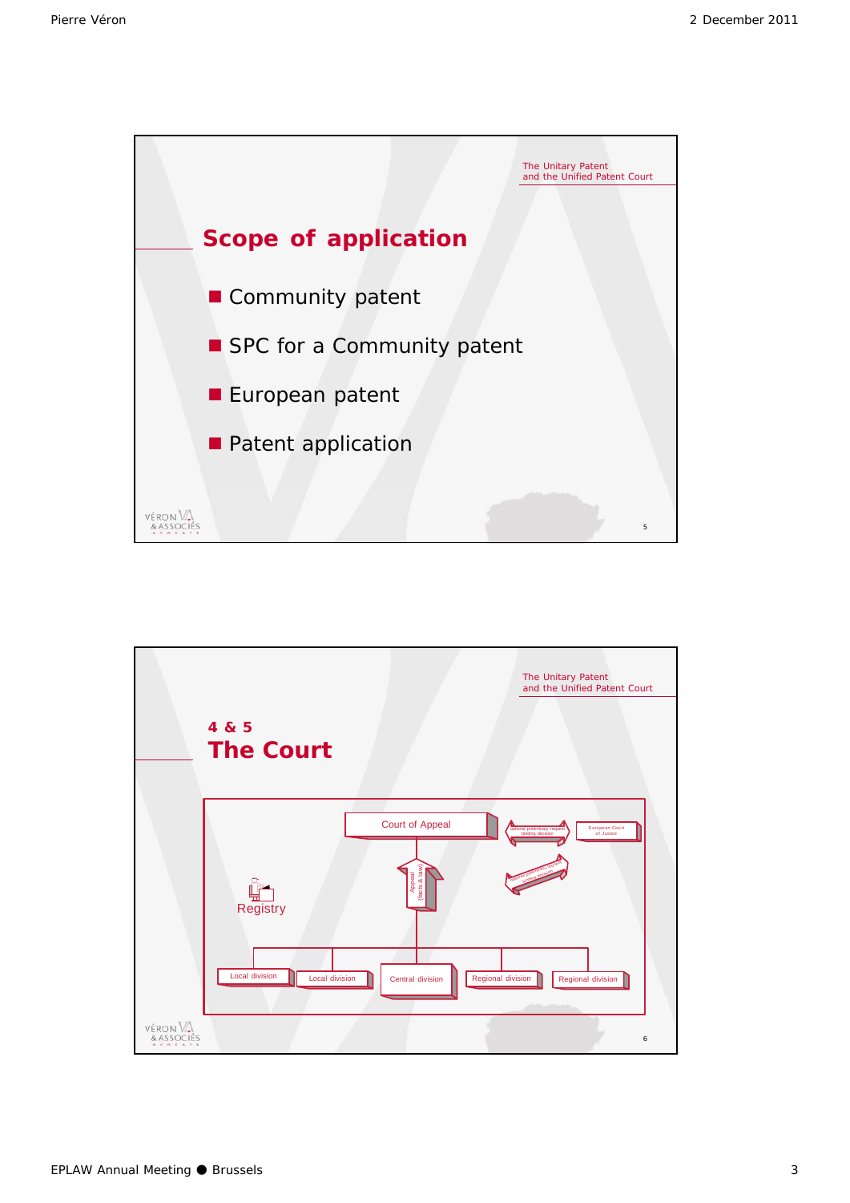The Unitary Patent
and the Unified Patent Court

## Scope of application

- Community patent
- SPC for a Community patent
- European patent
- Patent application

The Unitary Patent
and the Unified Patent Court

## 4 & 5
## The Court

Court of Appeal

optional preliminary request binding decision

European Court of Justice

Appeal (facts & law)

Registry

Local division

Local division

Central division

Regional division

Regional division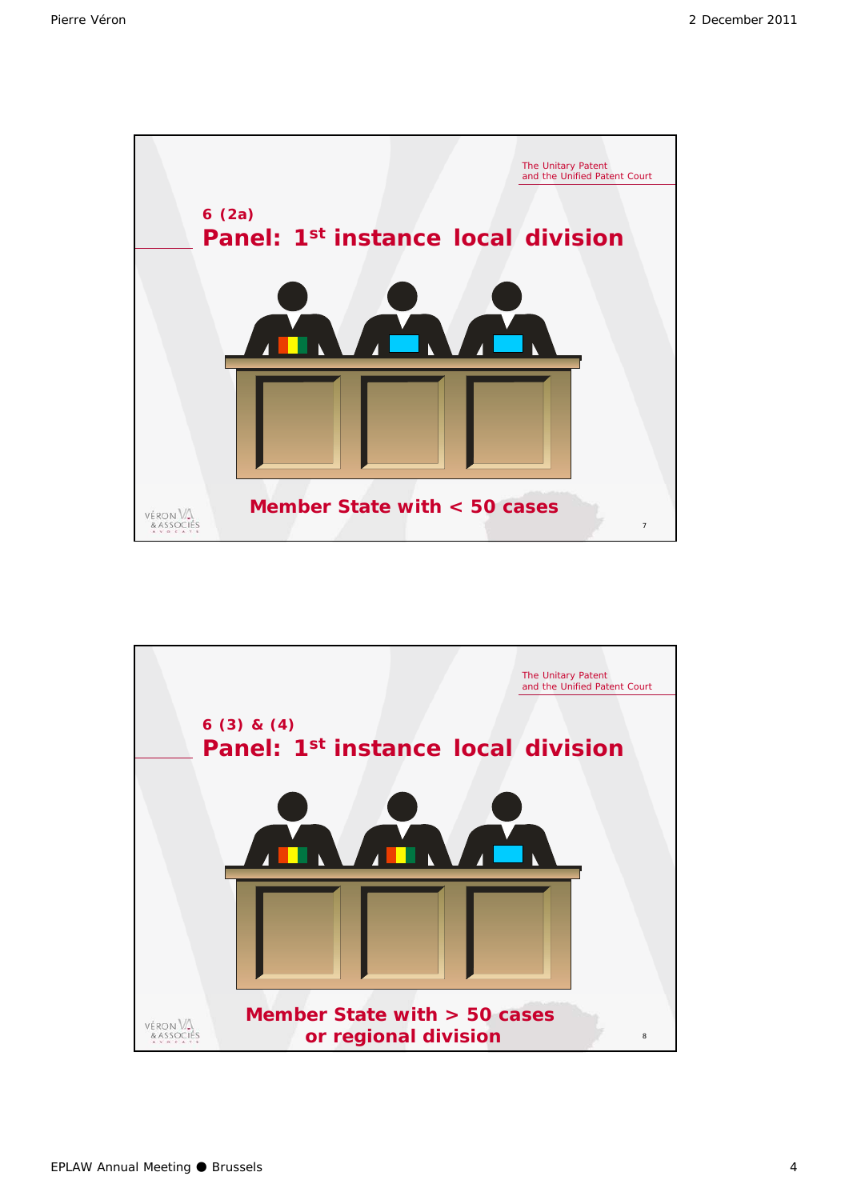The Unitary Patent
and the Unified Patent Court

**6 (2a)**

## Panel: 1st instance local division

**Member State with < 50 cases**

The Unitary Patent
and the Unified Patent Court

**6 (3) & (4)**

## Panel: 1st instance local division

**Member State with > 50 cases
or regional division**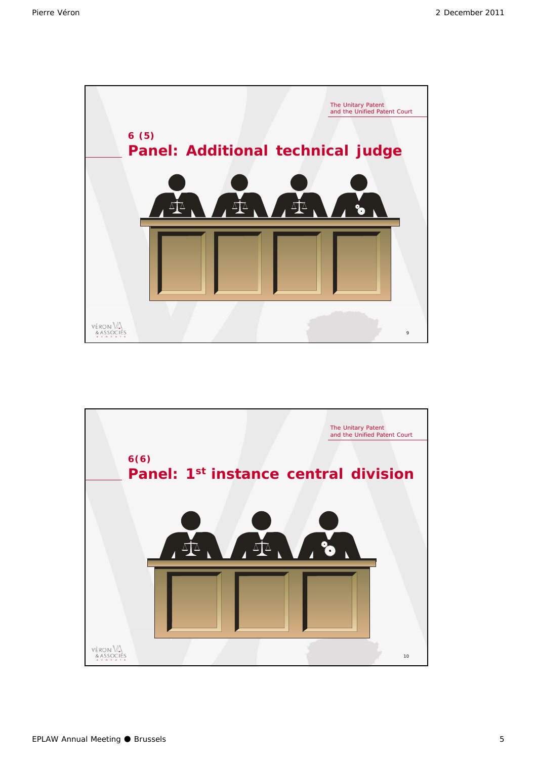The Unitary Patent and the Unified Patent Court

6 (5)

## Panel: Additional technical judge

The Unitary Patent and the Unified Patent Court

6(6)

## Panel: 1st instance central division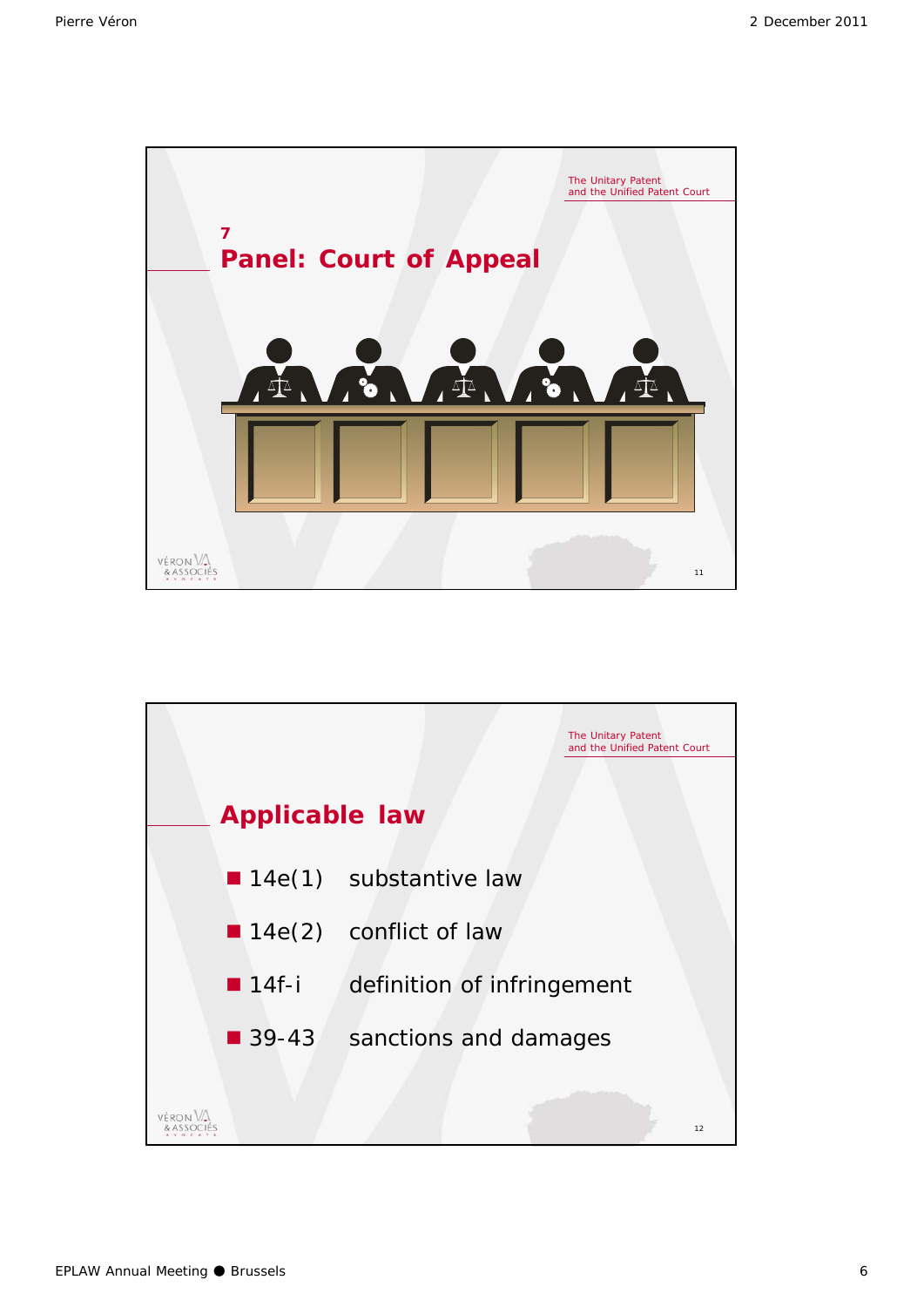The Unitary Patent and the Unified Patent Court

## 7
## Panel: Court of Appeal

The Unitary Patent and the Unified Patent Court

## Applicable law

- 14e(1) substantive law
- 14e(2) conflict of law
- 14f-i definition of infringement
- 39-43 sanctions and damages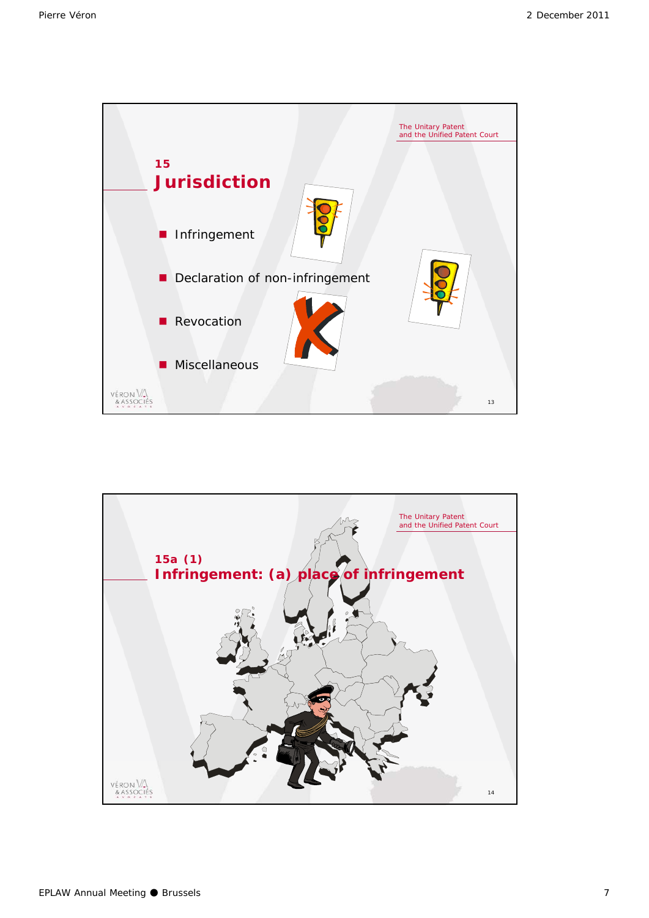The Unitary Patent
and the Unified Patent Court

## 15
## Jurisdiction

- Infringement
- Declaration of non-infringement
- Revocation
- Miscellaneous

VÉRON & ASSOCIÉS AVOCATS

13

The Unitary Patent
and the Unified Patent Court

## 15a (1)
## Infringement: (a) place of infringement

VÉRON & ASSOCIÉS AVOCATS

14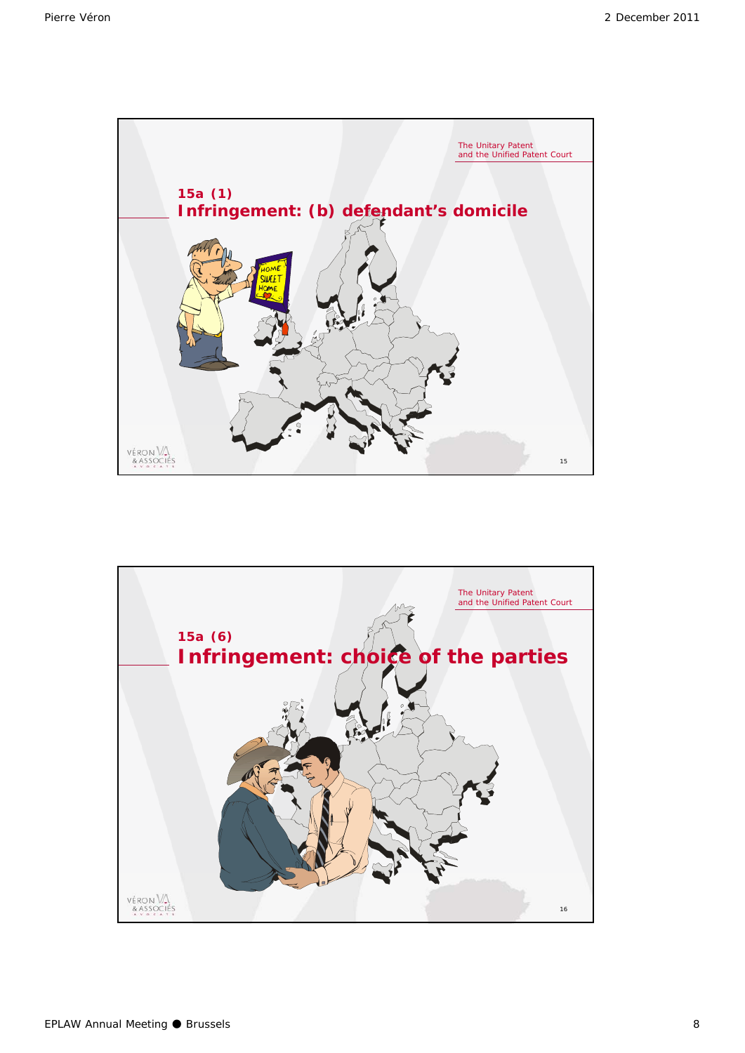The Unitary Patent
and the Unified Patent Court

## 15a (1)
## Infringement: (b) defendant's domicile

The Unitary Patent
and the Unified Patent Court

## 15a (6)
## Infringement: choice of the parties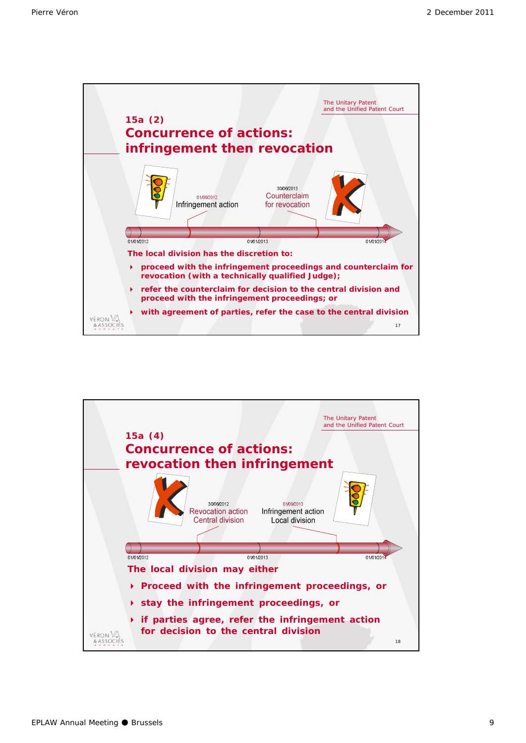The Unitary Patent and the Unified Patent Court

## 15a (2)

## Concurrence of actions: infringement then revocation

01/06/2012 Infringement action

30/06/2013 Counterclaim for revocation

01/01/2012 — 01/01/2013 — 01/01/2014

**The local division has the discretion to:**

- **proceed with the infringement proceedings and counterclaim for revocation (with a technically qualified Judge);**
- **refer the counterclaim for decision to the central division and proceed with the infringement proceedings; or**
- **with agreement of parties, refer the case to the central division**

VÉRON & ASSOCIÉS AVOCATS

17

The Unitary Patent and the Unified Patent Court

## 15a (4)

## Concurrence of actions: revocation then infringement

30/06/2012 Revocation action Central division

01/09/2013 Infringement action Local division

01/01/2012 — 01/01/2013 — 01/01/2014

**The local division may either**

- **Proceed with the infringement proceedings, or**
- **stay the infringement proceedings, or**
- **if parties agree, refer the infringement action for decision to the central division**

VÉRON & ASSOCIÉS AVOCATS

18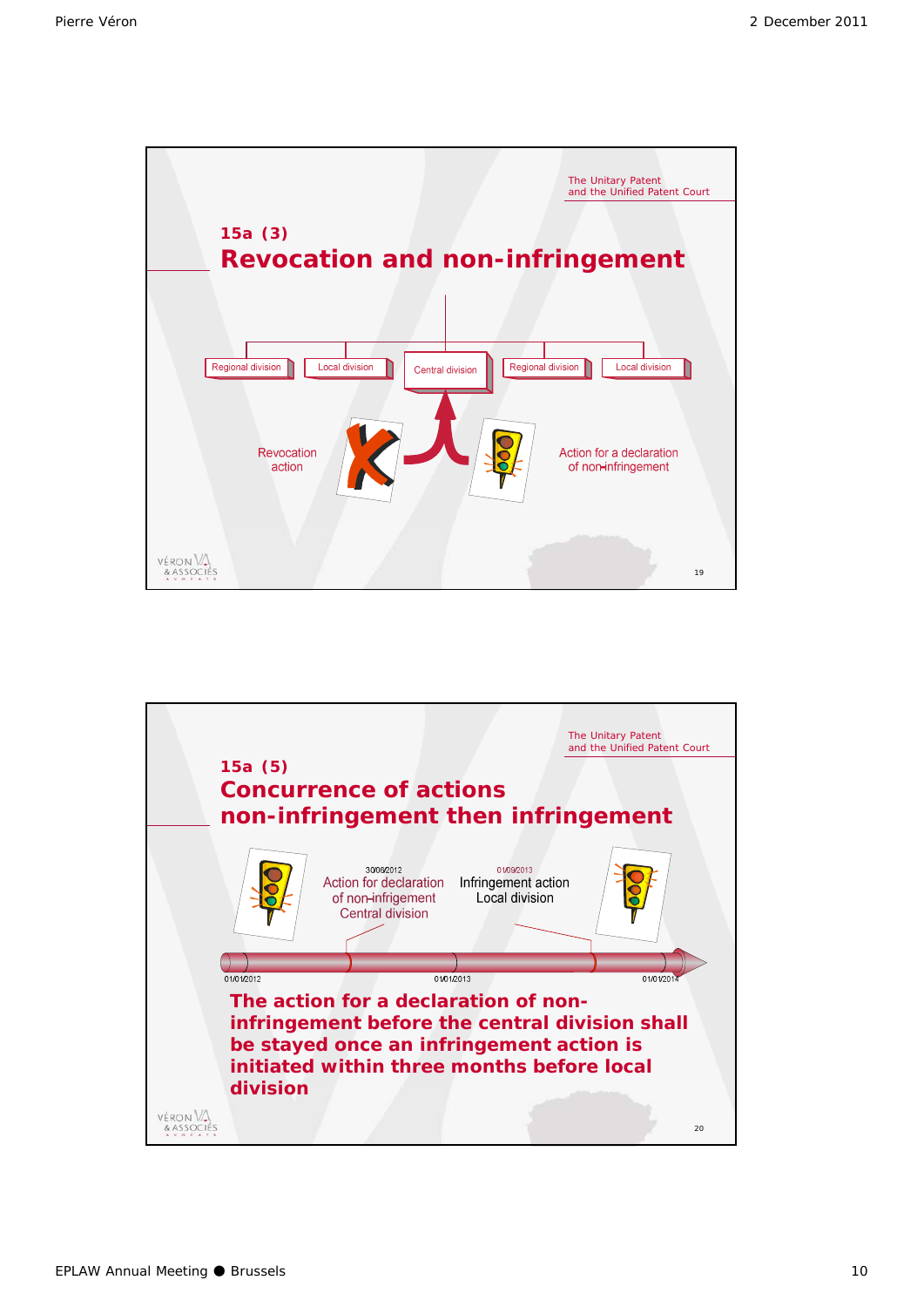The Unitary Patent
and the Unified Patent Court

## 15a (3)

# Revocation and non-infringement

Regional division | Local division | Central division | Regional division | Local division

Revocation action

Action for a declaration of non-infringement

19

The Unitary Patent
and the Unified Patent Court

## 15a (5)

# Concurrence of actions non-infringement then infringement

30/06/2012
Action for declaration of non-infrigement
Central division

01/09/2013
Infringement action
Local division

01/01/2012 — 01/01/2013 — 01/01/2014

**The action for a declaration of non-infringement before the central division shall be stayed once an infringement action is initiated within three months before local division**

20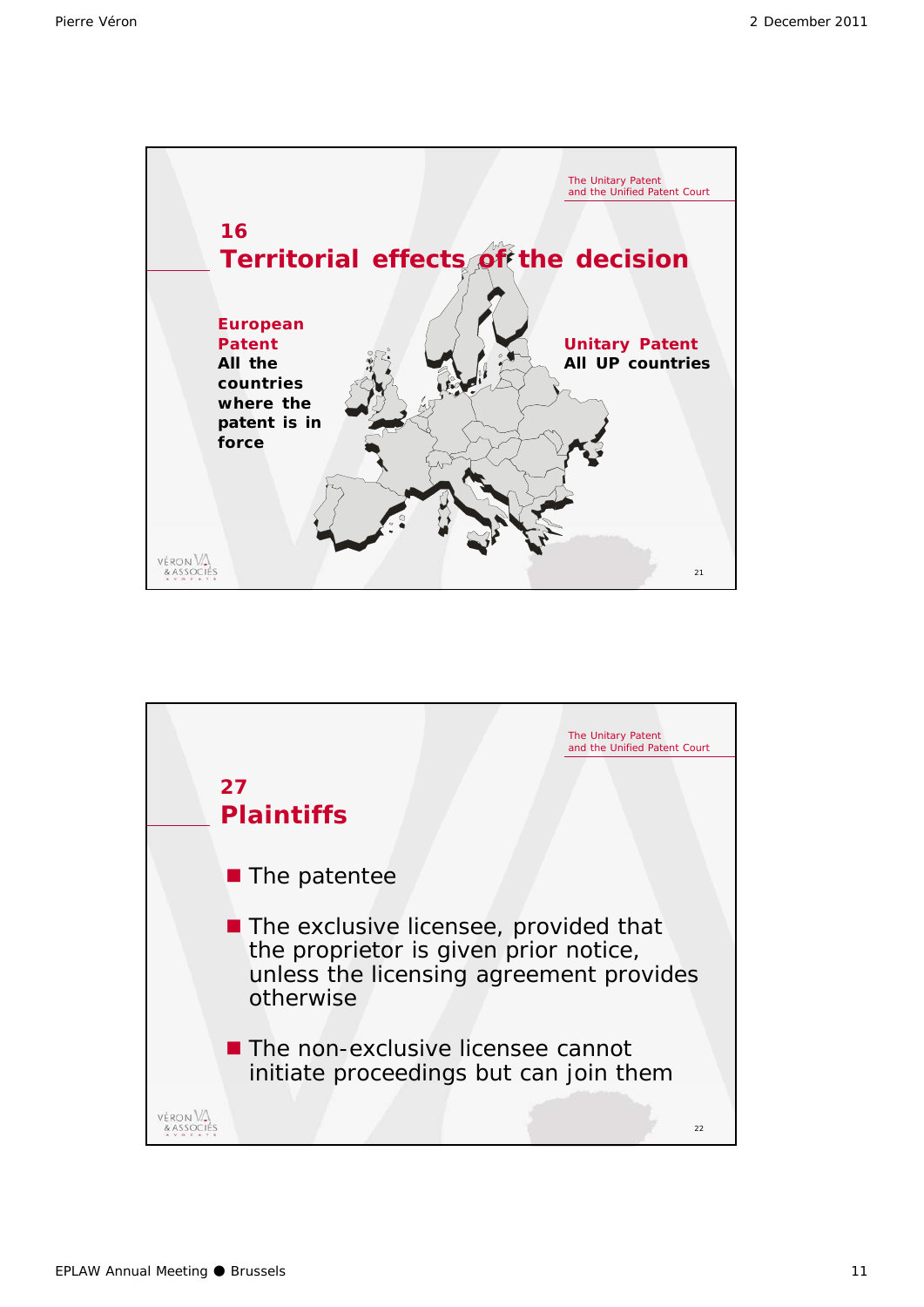The Unitary Patent and the Unified Patent Court

## 16 Territorial effects of the decision

**European Patent**
**All the countries where the patent is in force**

**Unitary Patent**
**All UP countries**

---

The Unitary Patent and the Unified Patent Court

## 27 Plaintiffs

- The patentee
- The exclusive licensee, provided that the proprietor is given prior notice, unless the licensing agreement provides otherwise
- The non-exclusive licensee cannot initiate proceedings but can join them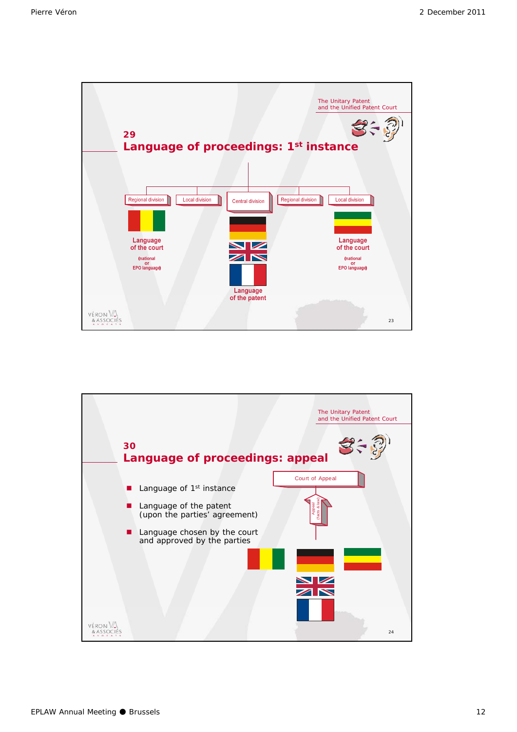The Unitary Patent
and the Unified Patent Court

## 29
## Language of proceedings: 1st instance

Regional division | Local division | Central division | Regional division | Local division

Language
of the court
(national
or
EPO language)

Language
of the patent

Language
of the court
(national
or
EPO language)

---

The Unitary Patent
and the Unified Patent Court

## 30
## Language of proceedings: appeal

- Language of 1st instance
- Language of the patent
  (upon the parties' agreement)
- Language chosen by the court
  and approved by the parties

Court of Appeal

Appeal
(facts & law)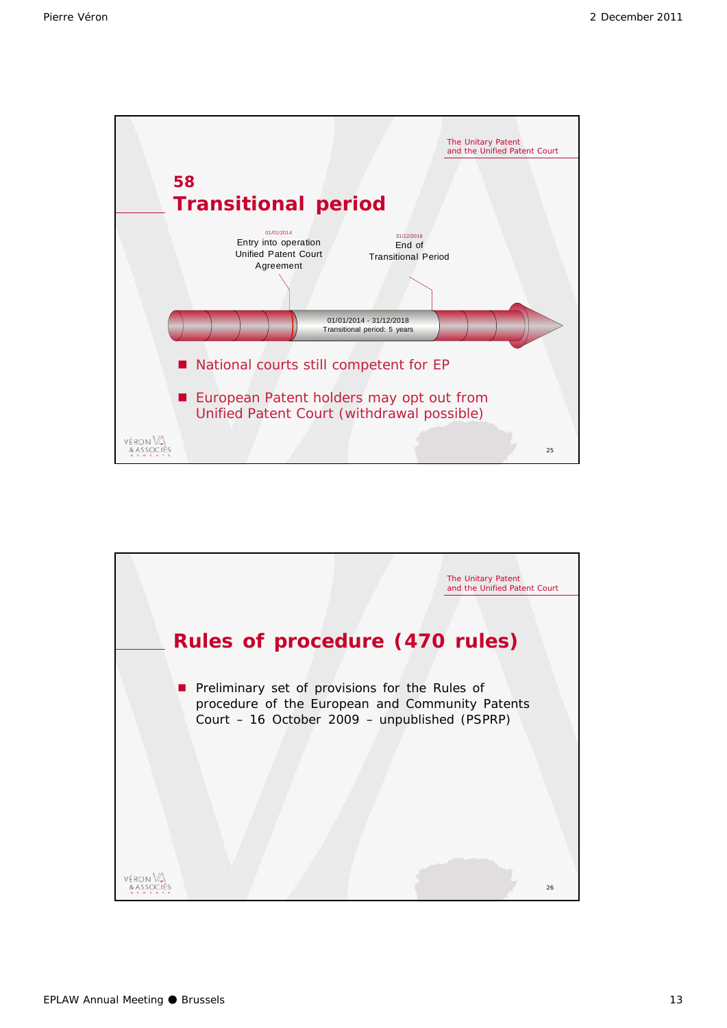The Unitary Patent
and the Unified Patent Court

## 58
## Transitional period

01/01/2014
Entry into operation
Unified Patent Court
Agreement

31/12/2018
End of
Transitional Period

01/01/2014 - 31/12/2018
Transitional period: 5 years

- National courts still competent for EP
- European Patent holders may opt out from Unified Patent Court (withdrawal possible)

VÉRON & ASSOCIÉS AVOCATS

25

The Unitary Patent
and the Unified Patent Court

## Rules of procedure (470 rules)

- Preliminary set of provisions for the Rules of procedure of the European and Community Patents Court – 16 October 2009 – unpublished (PSPRP)

VÉRON & ASSOCIÉS AVOCATS

26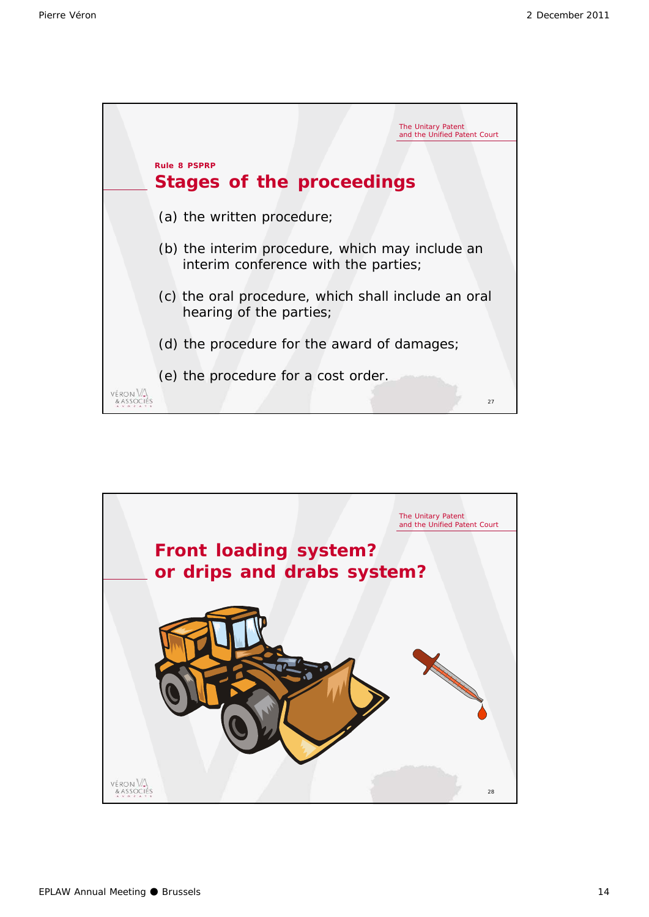The Unitary Patent
and the Unified Patent Court

**Rule 8 PSPRP**

## Stages of the proceedings

(a) the written procedure;

(b) the interim procedure, which may include an interim conference with the parties;

(c) the oral procedure, which shall include an oral hearing of the parties;

(d) the procedure for the award of damages;

(e) the procedure for a cost order.

The Unitary Patent
and the Unified Patent Court

## Front loading system?
## or drips and drabs system?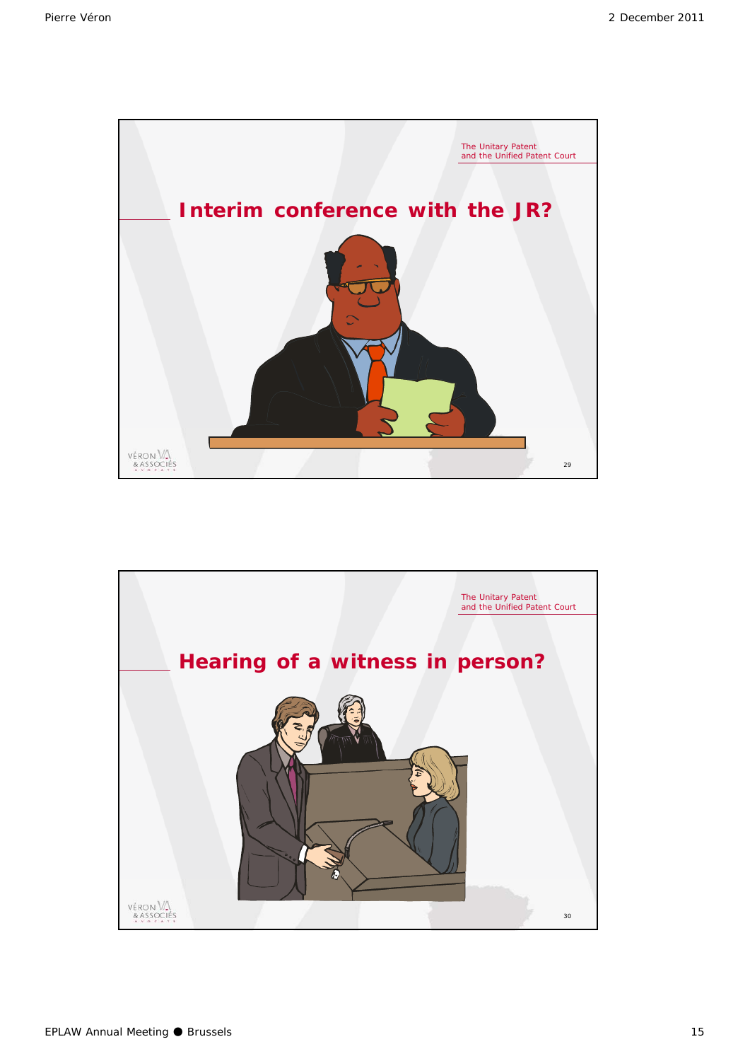The Unitary Patent
and the Unified Patent Court

## Interim conference with the JR?

The Unitary Patent
and the Unified Patent Court

## Hearing of a witness in person?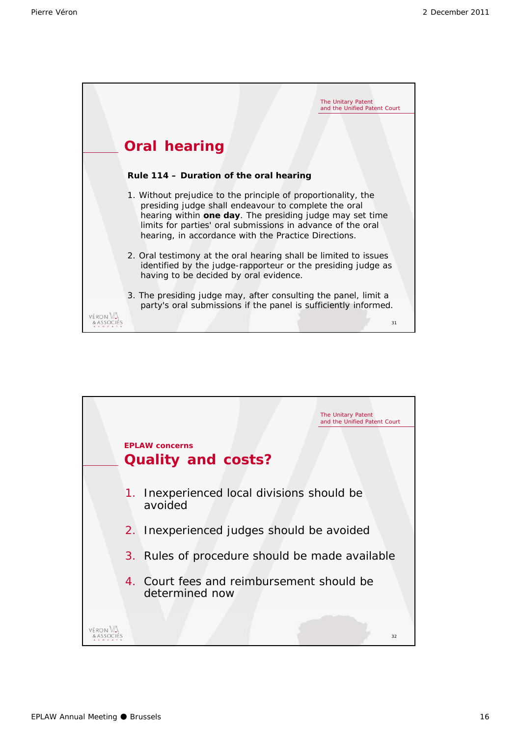The Unitary Patent and the Unified Patent Court

## Oral hearing

**Rule 114 – Duration of the oral hearing**

1. Without prejudice to the principle of proportionality, the presiding judge shall endeavour to complete the oral hearing within **one day**. The presiding judge may set time limits for parties' oral submissions in advance of the oral hearing, in accordance with the Practice Directions.
2. Oral testimony at the oral hearing shall be limited to issues identified by the judge-rapporteur or the presiding judge as having to be decided by oral evidence.
3. The presiding judge may, after consulting the panel, limit a party's oral submissions if the panel is sufficiently informed.

The Unitary Patent and the Unified Patent Court

**EPLAW concerns**

## Quality and costs?

1. Inexperienced local divisions should be avoided
2. Inexperienced judges should be avoided
3. Rules of procedure should be made available
4. Court fees and reimbursement should be determined now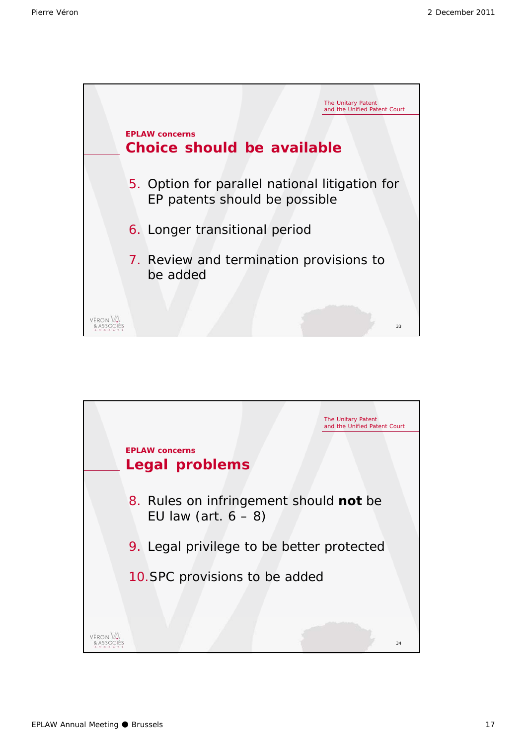The Unitary Patent and the Unified Patent Court

**EPLAW concerns**

## Choice should be available

5. Option for parallel national litigation for EP patents should be possible
6. Longer transitional period
7. Review and termination provisions to be added

The Unitary Patent and the Unified Patent Court

**EPLAW concerns**

## Legal problems

8. Rules on infringement should **not** be EU law (art. 6 – 8)
9. Legal privilege to be better protected
10. SPC provisions to be added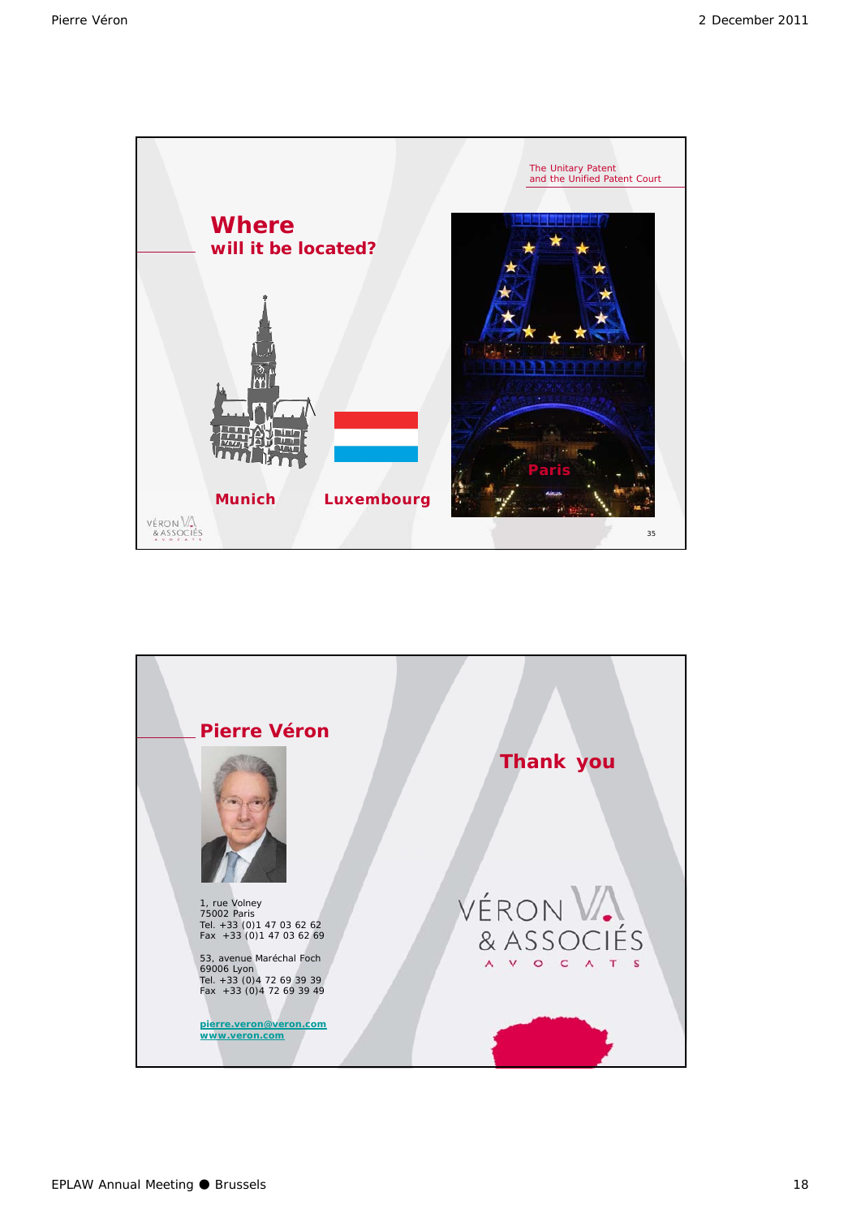The Unitary Patent
and the Unified Patent Court

## Where
### will it be located?

Munich

Luxembourg

Paris

35

---

## Pierre Véron

1, rue Volney
75002 Paris
Tel. +33 (0)1 47 03 62 62
Fax +33 (0)1 47 03 62 69

53, avenue Maréchal Foch
69006 Lyon
Tel. +33 (0)4 72 69 39 39
Fax +33 (0)4 72 69 39 49

pierre.veron@veron.com
www.veron.com

**Thank you**

VÉRON & ASSOCIÉS
AVOCATS